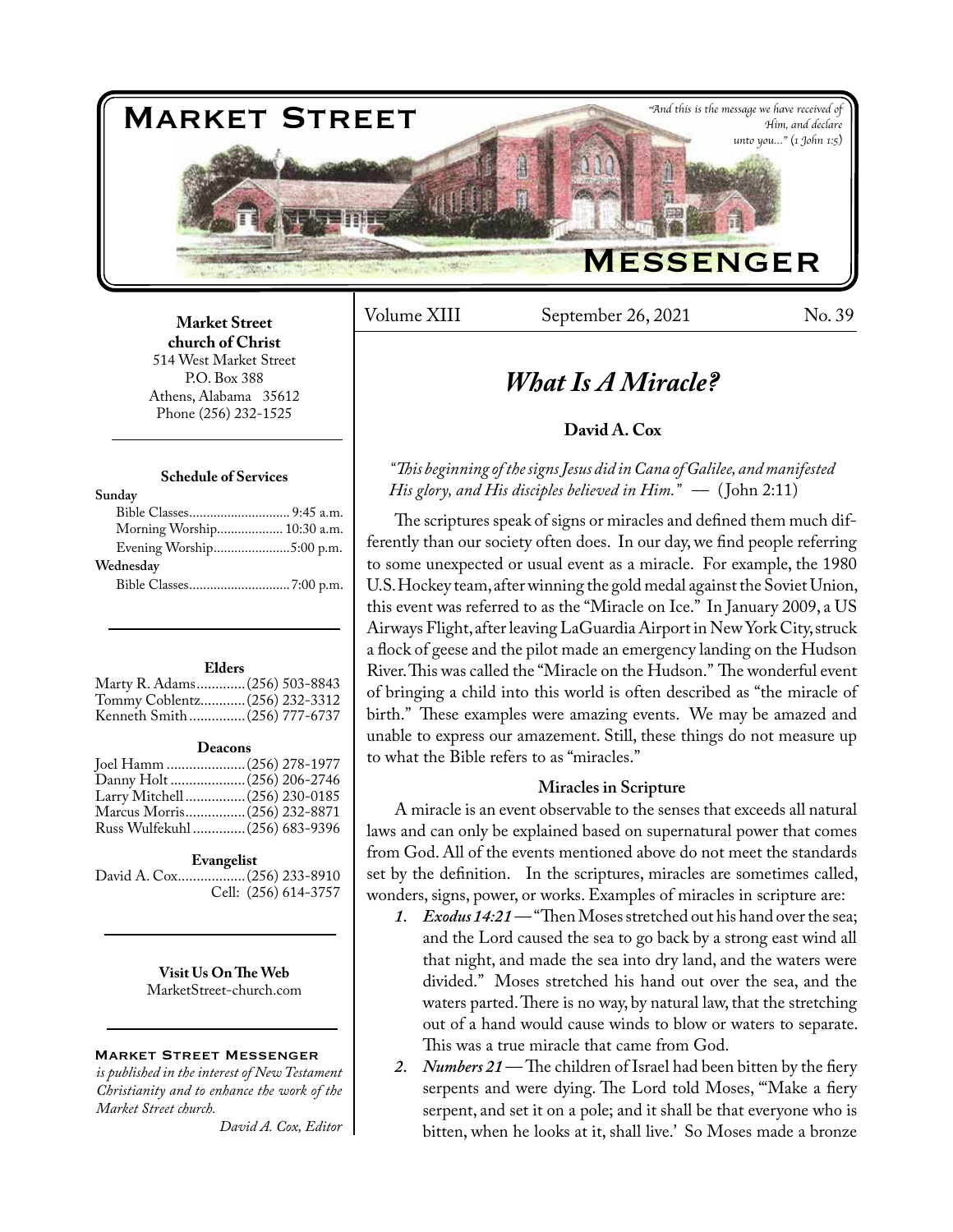# Market Street Messenger

*"And this is the message we have received of Him, and declare unto you..." (1 John 1:5)*

**Market Street church of Christ**
514 West Market Street
P.O. Box 388
Athens, Alabama 35612
Phone (256) 232-1525

**Schedule of Services**

**Sunday**
Bible Classes............................ 9:45 a.m.
Morning Worship................... 10:30 a.m.
Evening Worship......................5:00 p.m.

**Wednesday**
Bible Classes............................ 7:00 p.m.

**Elders**
Marty R. Adams............. (256) 503-8843
Tommy Coblentz............ (256) 232-3312
Kenneth Smith............... (256) 777-6737

**Deacons**
Joel Hamm ..................... (256) 278-1977
Danny Holt .................... (256) 206-2746
Larry Mitchell ................ (256) 230-0185
Marcus Morris................ (256) 232-8871
Russ Wulfekuhl .............. (256) 683-9396

**Evangelist**
David A. Cox.................. (256) 233-8910
Cell: (256) 614-3757

**Visit Us On The Web**
MarketStreet-church.com

**Market Street Messenger** *is published in the interest of New Testament Christianity and to enhance the work of the Market Street church.*
*David A. Cox, Editor*

Volume XIII September 26, 2021 No. 39

## *What Is A Miracle?*

**David A. Cox**

*"This beginning of the signs Jesus did in Cana of Galilee, and manifested His glory, and His disciples believed in Him."* — (John 2:11)

The scriptures speak of signs or miracles and defined them much differently than our society often does. In our day, we find people referring to some unexpected or usual event as a miracle. For example, the 1980 U.S. Hockey team, after winning the gold medal against the Soviet Union, this event was referred to as the "Miracle on Ice." In January 2009, a US Airways Flight, after leaving LaGuardia Airport in New York City, struck a flock of geese and the pilot made an emergency landing on the Hudson River. This was called the "Miracle on the Hudson." The wonderful event of bringing a child into this world is often described as "the miracle of birth." These examples were amazing events. We may be amazed and unable to express our amazement. Still, these things do not measure up to what the Bible refers to as "miracles."

### Miracles in Scripture

A miracle is an event observable to the senses that exceeds all natural laws and can only be explained based on supernatural power that comes from God. All of the events mentioned above do not meet the standards set by the definition. In the scriptures, miracles are sometimes called, wonders, signs, power, or works. Examples of miracles in scripture are:

1. ***Exodus 14:21*** — "Then Moses stretched out his hand over the sea; and the Lord caused the sea to go back by a strong east wind all that night, and made the sea into dry land, and the waters were divided." Moses stretched his hand out over the sea, and the waters parted. There is no way, by natural law, that the stretching out of a hand would cause winds to blow or waters to separate. This was a true miracle that came from God.
2. ***Numbers 21*** — The children of Israel had been bitten by the fiery serpents and were dying. The Lord told Moses, "'Make a fiery serpent, and set it on a pole; and it shall be that everyone who is bitten, when he looks at it, shall live.' So Moses made a bronze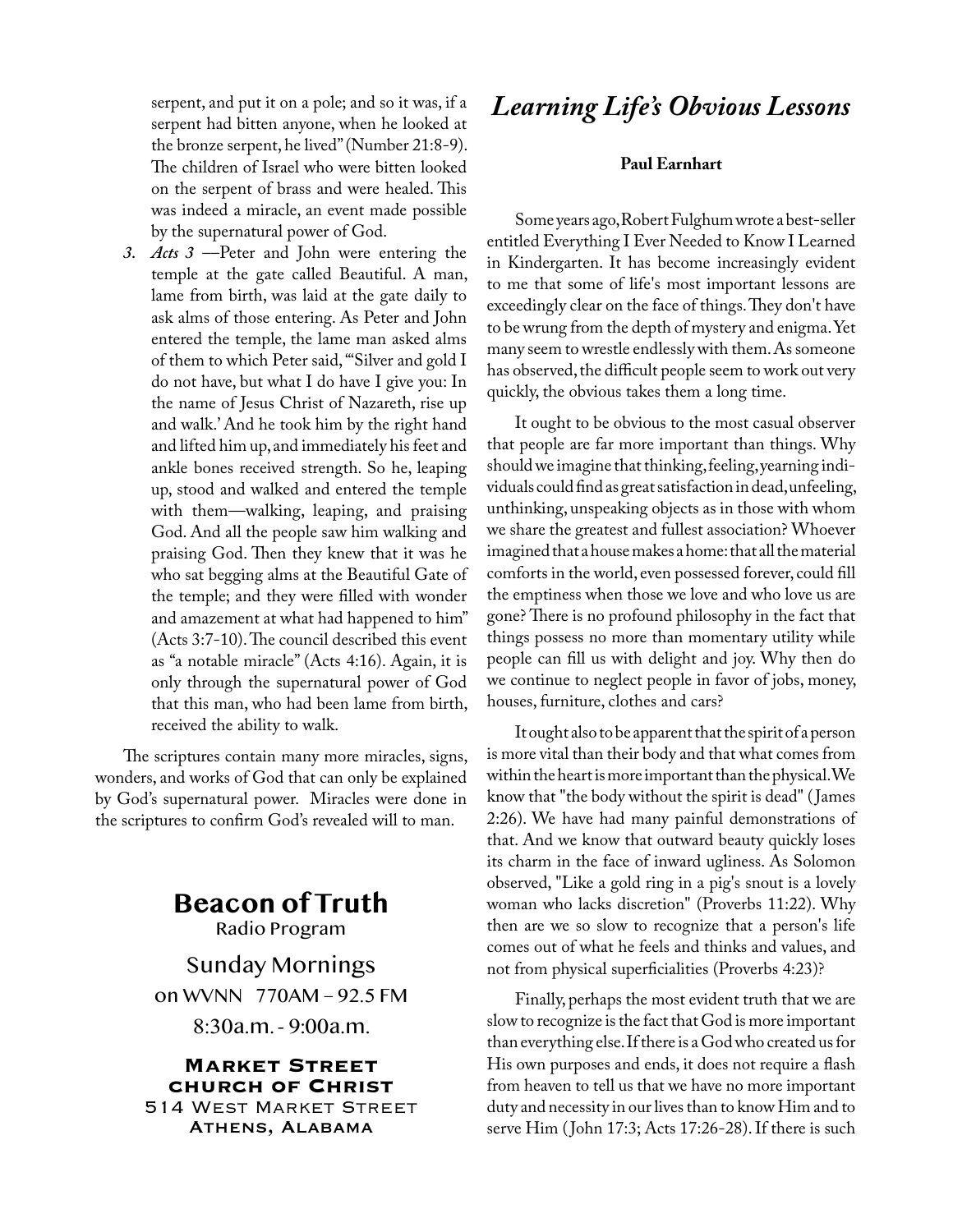serpent, and put it on a pole; and so it was, if a serpent had bitten anyone, when he looked at the bronze serpent, he lived" (Number 21:8-9). The children of Israel who were bitten looked on the serpent of brass and were healed. This was indeed a miracle, an event made possible by the supernatural power of God.

3. *Acts 3* —Peter and John were entering the temple at the gate called Beautiful. A man, lame from birth, was laid at the gate daily to ask alms of those entering. As Peter and John entered the temple, the lame man asked alms of them to which Peter said, "'Silver and gold I do not have, but what I do have I give you: In the name of Jesus Christ of Nazareth, rise up and walk.' And he took him by the right hand and lifted him up, and immediately his feet and ankle bones received strength. So he, leaping up, stood and walked and entered the temple with them—walking, leaping, and praising God. And all the people saw him walking and praising God. Then they knew that it was he who sat begging alms at the Beautiful Gate of the temple; and they were filled with wonder and amazement at what had happened to him" (Acts 3:7-10). The council described this event as "a notable miracle" (Acts 4:16). Again, it is only through the supernatural power of God that this man, who had been lame from birth, received the ability to walk.

The scriptures contain many more miracles, signs, wonders, and works of God that can only be explained by God's supernatural power. Miracles were done in the scriptures to confirm God's revealed will to man.

## Beacon of Truth

Radio Program

Sunday Mornings

on WVNN 770AM – 92.5 FM

8:30a.m. - 9:00a.m.

**Market Street church of Christ**
514 West Market Street
**Athens, Alabama**

# *Learning Life's Obvious Lessons*

**Paul Earnhart**

Some years ago, Robert Fulghum wrote a best-seller entitled Everything I Ever Needed to Know I Learned in Kindergarten. It has become increasingly evident to me that some of life's most important lessons are exceedingly clear on the face of things. They don't have to be wrung from the depth of mystery and enigma. Yet many seem to wrestle endlessly with them. As someone has observed, the difficult people seem to work out very quickly, the obvious takes them a long time.

It ought to be obvious to the most casual observer that people are far more important than things. Why should we imagine that thinking, feeling, yearning individuals could find as great satisfaction in dead, unfeeling, unthinking, unspeaking objects as in those with whom we share the greatest and fullest association? Whoever imagined that a house makes a home: that all the material comforts in the world, even possessed forever, could fill the emptiness when those we love and who love us are gone? There is no profound philosophy in the fact that things possess no more than momentary utility while people can fill us with delight and joy. Why then do we continue to neglect people in favor of jobs, money, houses, furniture, clothes and cars?

It ought also to be apparent that the spirit of a person is more vital than their body and that what comes from within the heart is more important than the physical. We know that "the body without the spirit is dead" (James 2:26). We have had many painful demonstrations of that. And we know that outward beauty quickly loses its charm in the face of inward ugliness. As Solomon observed, "Like a gold ring in a pig's snout is a lovely woman who lacks discretion" (Proverbs 11:22). Why then are we so slow to recognize that a person's life comes out of what he feels and thinks and values, and not from physical superficialities (Proverbs 4:23)?

Finally, perhaps the most evident truth that we are slow to recognize is the fact that God is more important than everything else. If there is a God who created us for His own purposes and ends, it does not require a flash from heaven to tell us that we have no more important duty and necessity in our lives than to know Him and to serve Him (John 17:3; Acts 17:26-28). If there is such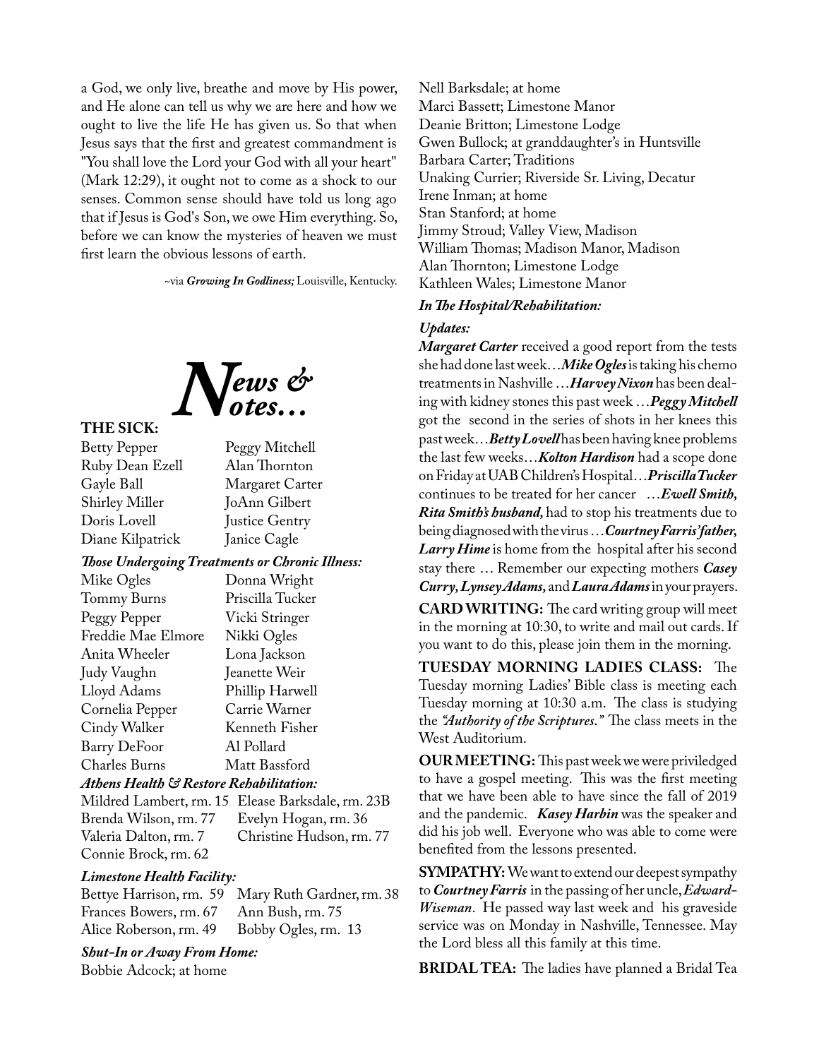a God, we only live, breathe and move by His power, and He alone can tell us why we are here and how we ought to live the life He has given us. So that when Jesus says that the first and greatest commandment is "You shall love the Lord your God with all your heart" (Mark 12:29), it ought not to come as a shock to our senses. Common sense should have told us long ago that if Jesus is God's Son, we owe Him everything. So, before we can know the mysteries of heaven we must first learn the obvious lessons of earth.

~via ***Growing In Godliness;*** Louisville, Kentucky.

# *News & Notes…*

**THE SICK:**

Betty Pepper
Ruby Dean Ezell
Gayle Ball
Shirley Miller
Doris Lovell
Diane Kilpatrick
Peggy Mitchell
Alan Thornton
Margaret Carter
JoAnn Gilbert
Justice Gentry
Janice Cagle

***Those Undergoing Treatments or Chronic Illness:***

Mike Ogles
Tommy Burns
Peggy Pepper
Freddie Mae Elmore
Anita Wheeler
Judy Vaughn
Lloyd Adams
Cornelia Pepper
Cindy Walker
Barry DeFoor
Charles Burns
Donna Wright
Priscilla Tucker
Vicki Stringer
Nikki Ogles
Lona Jackson
Jeanette Weir
Phillip Harwell
Carrie Warner
Kenneth Fisher
Al Pollard
Matt Bassford

***Athens Health & Restore Rehabilitation:***

Mildred Lambert, rm. 15
Brenda Wilson, rm. 77
Valeria Dalton, rm. 7
Connie Brock, rm. 62
Elease Barksdale, rm. 23B
Evelyn Hogan, rm. 36
Christine Hudson, rm. 77

***Limestone Health Facility:***

Bettye Harrison, rm. 59
Frances Bowers, rm. 67
Alice Roberson, rm. 49
Mary Ruth Gardner, rm. 38
Ann Bush, rm. 75
Bobby Ogles, rm. 13

***Shut-In or Away From Home:***

Bobbie Adcock; at home
Nell Barksdale; at home
Marci Bassett; Limestone Manor
Deanie Britton; Limestone Lodge
Gwen Bullock; at granddaughter's in Huntsville
Barbara Carter; Traditions
Unaking Currier; Riverside Sr. Living, Decatur
Irene Inman; at home
Stan Stanford; at home
Jimmy Stroud; Valley View, Madison
William Thomas; Madison Manor, Madison
Alan Thornton; Limestone Lodge
Kathleen Wales; Limestone Manor

***In The Hospital/Rehabilitation:***

***Updates:***

***Margaret Carter*** received a good report from the tests she had done last week…***Mike Ogles*** is taking his chemo treatments in Nashville …***Harvey Nixon*** has been dealing with kidney stones this past week …***Peggy Mitchell*** got the second in the series of shots in her knees this past week…***Betty Lovell*** has been having knee problems the last few weeks…***Kolton Hardison*** had a scope done on Friday at UAB Children's Hospital…***Priscilla Tucker*** continues to be treated for her cancer …***Ewell Smith, Rita Smith's husband,*** had to stop his treatments due to being diagnosed with the virus …***Courtney Farris' father, Larry Hime*** is home from the hospital after his second stay there … Remember our expecting mothers ***Casey Curry, Lynsey Adams,*** and ***Laura Adams*** in your prayers.

**CARD WRITING:** The card writing group will meet in the morning at 10:30, to write and mail out cards. If you want to do this, please join them in the morning.

**TUESDAY MORNING LADIES CLASS:** The Tuesday morning Ladies' Bible class is meeting each Tuesday morning at 10:30 a.m. The class is studying the ***"Authority of the Scriptures."*** The class meets in the West Auditorium.

**OUR MEETING:** This past week we were priviledged to have a gospel meeting. This was the first meeting that we have been able to have since the fall of 2019 and the pandemic. ***Kasey Harbin*** was the speaker and did his job well. Everyone who was able to come were benefited from the lessons presented.

**SYMPATHY:** We want to extend our deepest sympathy to ***Courtney Farris*** in the passing of her uncle, ***Edward-Wiseman***. He passed way last week and his graveside service was on Monday in Nashville, Tennessee. May the Lord bless all this family at this time.

**BRIDAL TEA:** The ladies have planned a Bridal Tea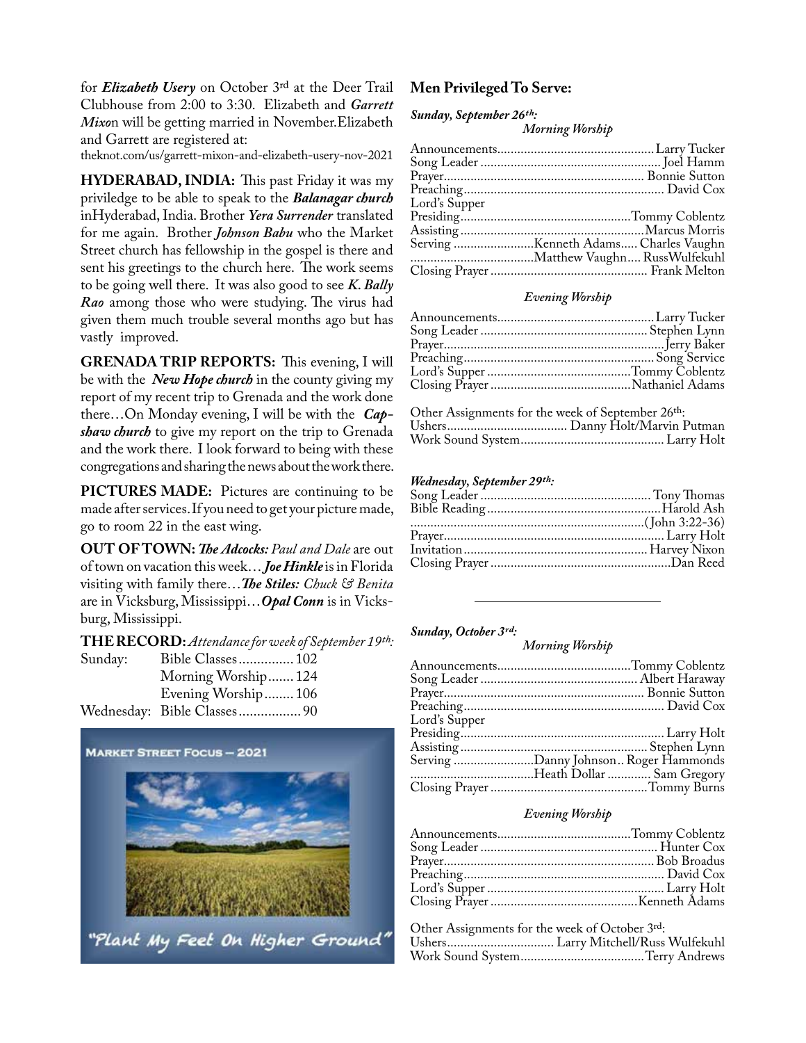for ***Elizabeth Usery*** on October 3rd at the Deer Trail Clubhouse from 2:00 to 3:30. Elizabeth and ***Garrett Mixo***n will be getting married in November.Elizabeth and Garrett are registered at:

theknot.com/us/garrett-mixon-and-elizabeth-usery-nov-2021

**HYDERABAD, INDIA:** This past Friday it was my priviledge to be able to speak to the ***Balanagar church*** inHyderabad, India. Brother ***Yera Surrender*** translated for me again. Brother ***Johnson Babu*** who the Market Street church has fellowship in the gospel is there and sent his greetings to the church here. The work seems to be going well there. It was also good to see ***K. Bally Rao*** among those who were studying. The virus had given them much trouble several months ago but has vastly improved.

**GRENADA TRIP REPORTS:** This evening, I will be with the ***New Hope church*** in the county giving my report of my recent trip to Grenada and the work done there…On Monday evening, I will be with the ***Capshaw church*** to give my report on the trip to Grenada and the work there. I look forward to being with these congregations and sharing the news about the work there.

**PICTURES MADE:** Pictures are continuing to be made after services. If you need to get your picture made, go to room 22 in the east wing.

**OUT OF TOWN:** ***The Adcocks:*** *Paul and Dale* are out of town on vacation this week…***Joe Hinkle*** is in Florida visiting with family there…***The Stiles:*** *Chuck & Benita* are in Vicksburg, Mississippi…***Opal Conn*** is in Vicksburg, Mississippi.

**THE RECORD:** *Attendance for week of September 19th:*

| | | |
|---|---|---|
| Sunday: | Bible Classes | 102 |
| | Morning Worship | 124 |
| | Evening Worship | 106 |
| Wednesday: | Bible Classes | 90 |

MARKET STREET FOCUS – 2021

"Plant My Feet On Higher Ground"

## Men Privileged To Serve:

***Sunday, September 26th:***

*Morning Worship*

Announcements....Larry Tucker
Song Leader....Joel Hamm
Prayer....Bonnie Sutton
Preaching....David Cox
Lord's Supper
Presiding....Tommy Coblentz
Assisting....Marcus Morris
Serving ....Kenneth Adams..... Charles Vaughn
....Matthew Vaughn.... RussWulfekuhl
Closing Prayer....Frank Melton

*Evening Worship*

Announcements....Larry Tucker
Song Leader....Stephen Lynn
Prayer....Jerry Baker
Preaching....Song Service
Lord's Supper....Tommy Coblentz
Closing Prayer....Nathaniel Adams

Other Assignments for the week of September 26th:
Ushers.... Danny Holt/Marvin Putman
Work Sound System....Larry Holt

***Wednesday, September 29th:***

Song Leader....Tony Thomas
Bible Reading....Harold Ash
....(John 3:22-36)
Prayer....Larry Holt
Invitation....Harvey Nixon
Closing Prayer....Dan Reed

***Sunday, October 3rd:***

*Morning Worship*

Announcements....Tommy Coblentz
Song Leader....Albert Haraway
Prayer....Bonnie Sutton
Preaching....David Cox
Lord's Supper
Presiding....Larry Holt
Assisting....Stephen Lynn
Serving ....Danny Johnson.. Roger Hammonds
....Heath Dollar .... Sam Gregory
Closing Prayer....Tommy Burns

*Evening Worship*

Announcements....Tommy Coblentz
Song Leader....Hunter Cox
Prayer....Bob Broadus
Preaching....David Cox
Lord's Supper....Larry Holt
Closing Prayer....Kenneth Adams

Other Assignments for the week of October 3rd:
Ushers.... Larry Mitchell/Russ Wulfekuhl
Work Sound System....Terry Andrews